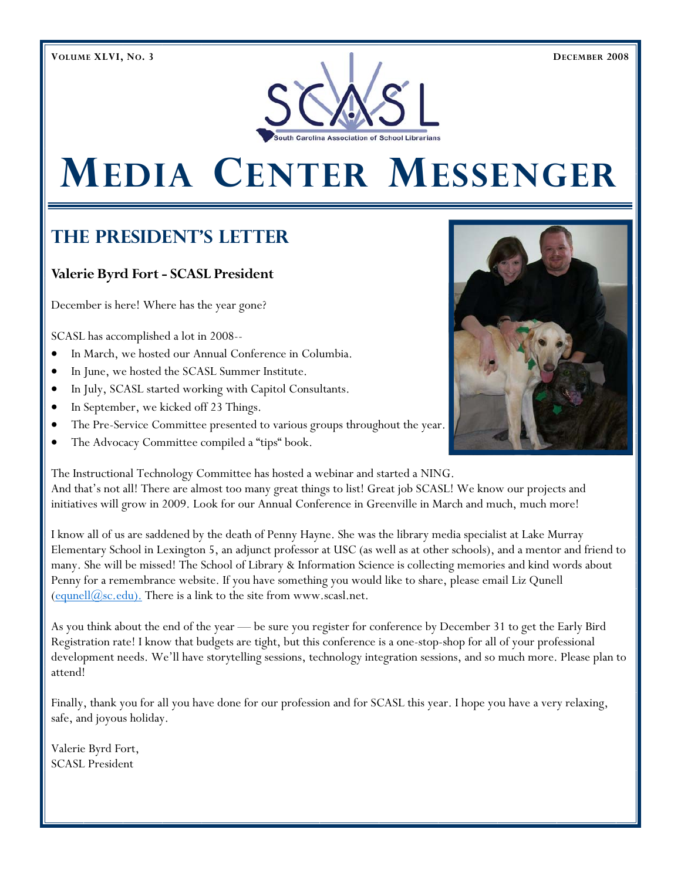# Media Center Messenger

## The President's Letter

### Valerie Byrd Fort - SCASL President

December is here! Where has the year gone?

SCASL has accomplished a lot in 2008--

- In March, we hosted our Annual Conference in Columbia.
- In June, we hosted the SCASL Summer Institute.
- In July, SCASL started working with Capitol Consultants.
- In September, we kicked off 23 Things.
- The Pre-Service Committee presented to various groups throughout the year.
- The Advocacy Committee compiled a "tips" book.

The Instructional Technology Committee has hosted a webinar and started a NING.
And that's not all! There are almost too many great things to list! Great job SCASL! We know our projects and initiatives will grow in 2009. Look for our Annual Conference in Greenville in March and much, much more!

I know all of us are saddened by the death of Penny Hayne. She was the library media specialist at Lake Murray Elementary School in Lexington 5, an adjunct professor at USC (as well as at other schools), and a mentor and friend to many. She will be missed! The School of Library & Information Science is collecting memories and kind words about Penny for a remembrance website. If you have something you would like to share, please email Liz Qunell (equnell@sc.edu). There is a link to the site from www.scasl.net.

As you think about the end of the year — be sure you register for conference by December 31 to get the Early Bird Registration rate! I know that budgets are tight, but this conference is a one-stop-shop for all of your professional development needs. We'll have storytelling sessions, technology integration sessions, and so much more. Please plan to attend!

Finally, thank you for all you have done for our profession and for SCASL this year. I hope you have a very relaxing, safe, and joyous holiday.

Valerie Byrd Fort,
SCASL President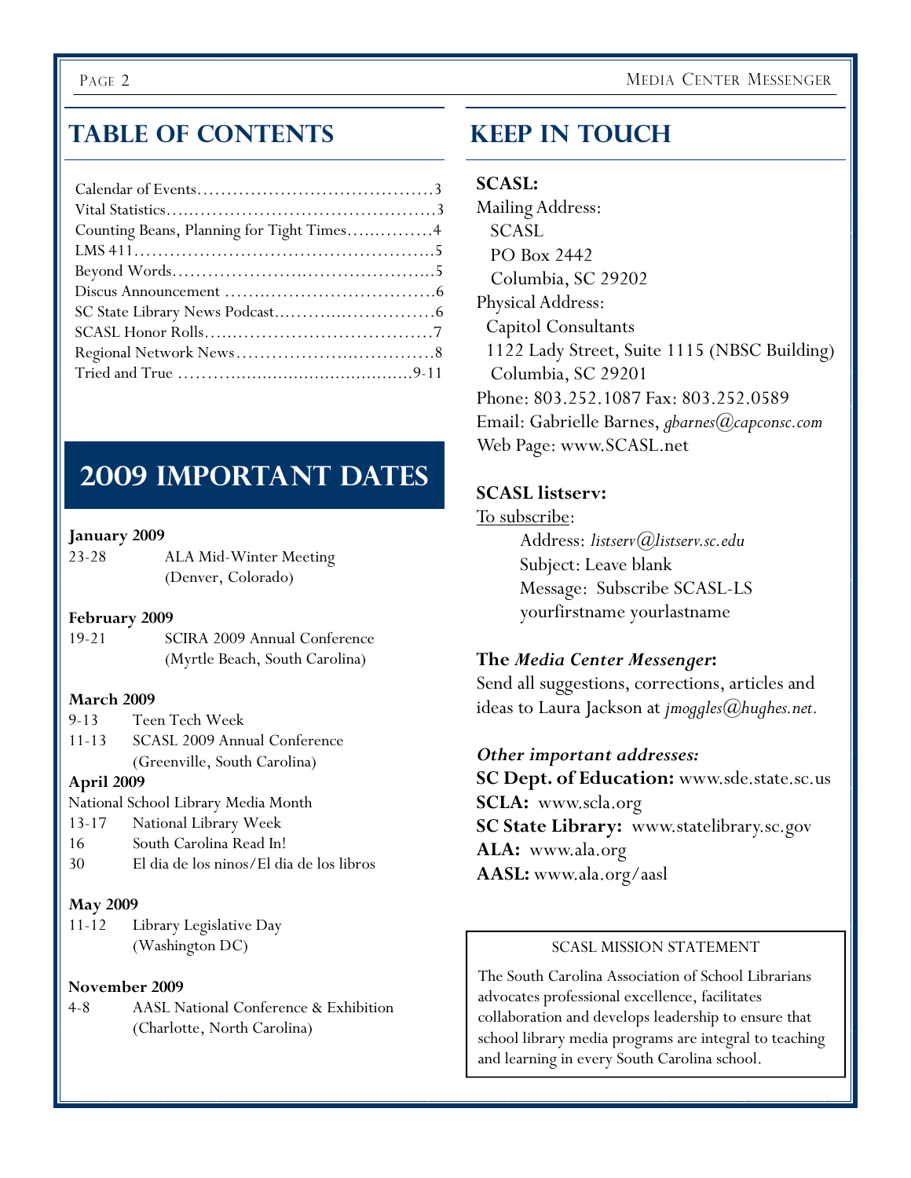## Table of Contents

| | |
|---|---|
| Calendar of Events | 3 |
| Vital Statistics | 3 |
| Counting Beans, Planning for Tight Times | 4 |
| LMS 411 | 5 |
| Beyond Words | 5 |
| Discus Announcement | 6 |
| SC State Library News Podcast | 6 |
| SCASL Honor Rolls | 7 |
| Regional Network News | 8 |
| Tried and True | 9-11 |

## 2009 Important Dates

**January 2009**

23-28 ALA Mid-Winter Meeting (Denver, Colorado)

**February 2009**

19-21 SCIRA 2009 Annual Conference (Myrtle Beach, South Carolina)

**March 2009**

9-13 Teen Tech Week

11-13 SCASL 2009 Annual Conference (Greenville, South Carolina)

**April 2009**

National School Library Media Month

13-17 National Library Week

16 South Carolina Read In!

30 El dia de los ninos/El dia de los libros

**May 2009**

11-12 Library Legislative Day (Washington DC)

**November 2009**

4-8 AASL National Conference & Exhibition (Charlotte, North Carolina)

## Keep in Touch

**SCASL:**

Mailing Address:
SCASL
PO Box 2442
Columbia, SC 29202

Physical Address:
Capitol Consultants
1122 Lady Street, Suite 1115 (NBSC Building)
Columbia, SC 29201

Phone: 803.252.1087 Fax: 803.252.0589

Email: Gabrielle Barnes, *gbarnes@capconsc.com*

Web Page: www.SCASL.net

**SCASL listserv:**

To subscribe:

Address: *listserv@listserv.sc.edu*
Subject: Leave blank
Message: Subscribe SCASL-LS yourfirstname yourlastname

**The *Media Center Messenger*:**

Send all suggestions, corrections, articles and ideas to Laura Jackson at *jmoggles@hughes.net.*

***Other important addresses:***

**SC Dept. of Education:** www.sde.state.sc.us
**SCLA:** www.scla.org
**SC State Library:** www.statelibrary.sc.gov
**ALA:** www.ala.org
**AASL:** www.ala.org/aasl

SCASL MISSION STATEMENT

The South Carolina Association of School Librarians advocates professional excellence, facilitates collaboration and develops leadership to ensure that school library media programs are integral to teaching and learning in every South Carolina school.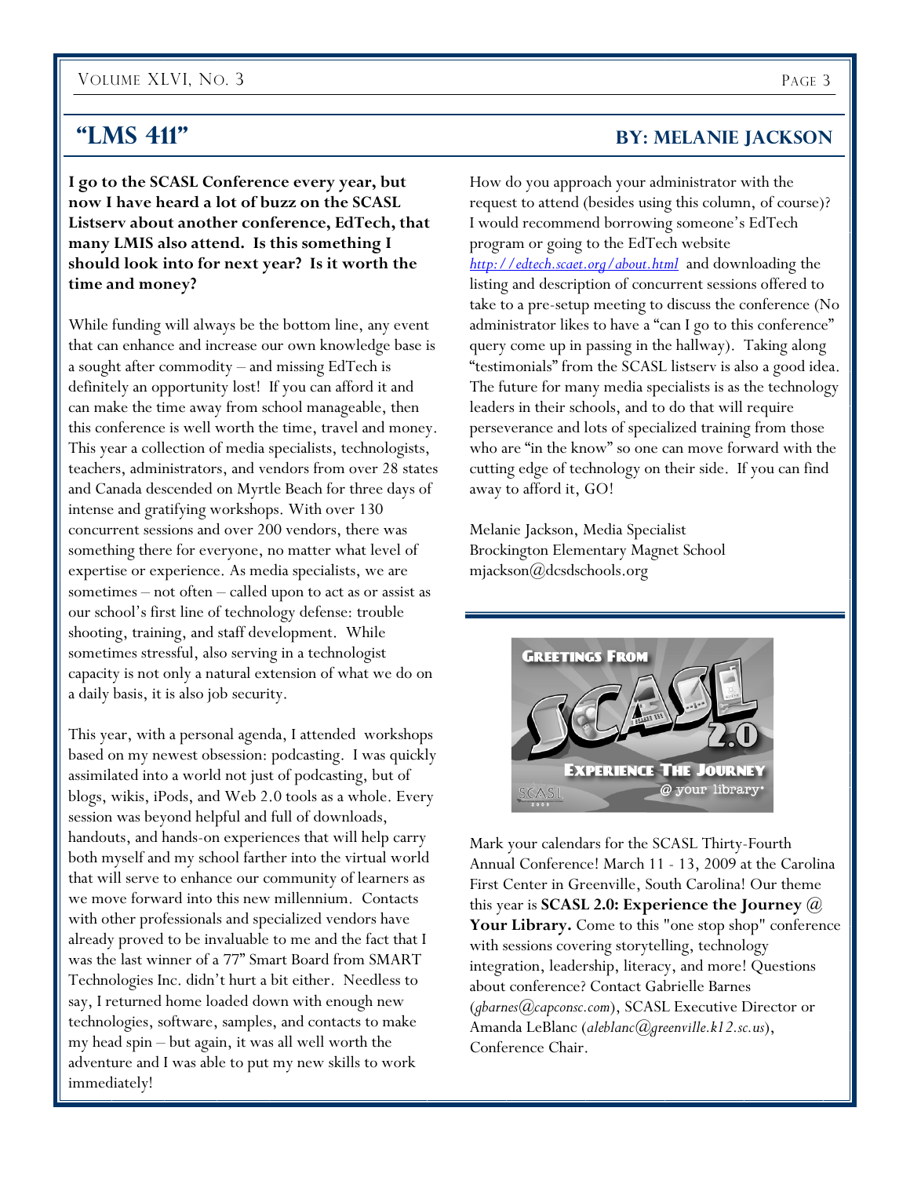## "LMS 411"

**By: Melanie Jackson**

**I go to the SCASL Conference every year, but now I have heard a lot of buzz on the SCASL Listserv about another conference, EdTech, that many LMIS also attend. Is this something I should look into for next year? Is it worth the time and money?**

While funding will always be the bottom line, any event that can enhance and increase our own knowledge base is a sought after commodity – and missing EdTech is definitely an opportunity lost! If you can afford it and can make the time away from school manageable, then this conference is well worth the time, travel and money. This year a collection of media specialists, technologists, teachers, administrators, and vendors from over 28 states and Canada descended on Myrtle Beach for three days of intense and gratifying workshops. With over 130 concurrent sessions and over 200 vendors, there was something there for everyone, no matter what level of expertise or experience. As media specialists, we are sometimes – not often – called upon to act as or assist as our school's first line of technology defense: trouble shooting, training, and staff development. While sometimes stressful, also serving in a technologist capacity is not only a natural extension of what we do on a daily basis, it is also job security.

This year, with a personal agenda, I attended workshops based on my newest obsession: podcasting. I was quickly assimilated into a world not just of podcasting, but of blogs, wikis, iPods, and Web 2.0 tools as a whole. Every session was beyond helpful and full of downloads, handouts, and hands-on experiences that will help carry both myself and my school farther into the virtual world that will serve to enhance our community of learners as we move forward into this new millennium. Contacts with other professionals and specialized vendors have already proved to be invaluable to me and the fact that I was the last winner of a 77" Smart Board from SMART Technologies Inc. didn't hurt a bit either. Needless to say, I returned home loaded down with enough new technologies, software, samples, and contacts to make my head spin – but again, it was all well worth the adventure and I was able to put my new skills to work immediately!

How do you approach your administrator with the request to attend (besides using this column, of course)? I would recommend borrowing someone's EdTech program or going to the EdTech website *http://edtech.scaet.org/about.html* and downloading the listing and description of concurrent sessions offered to take to a pre-setup meeting to discuss the conference (No administrator likes to have a "can I go to this conference" query come up in passing in the hallway). Taking along "testimonials" from the SCASL listserv is also a good idea. The future for many media specialists is as the technology leaders in their schools, and to do that will require perseverance and lots of specialized training from those who are "in the know" so one can move forward with the cutting edge of technology on their side. If you can find away to afford it, GO!

Melanie Jackson, Media Specialist
Brockington Elementary Magnet School
mjackson@dcsdschools.org

---

Greetings From SCASL 2.0 Experience The Journey @ your library

Mark your calendars for the SCASL Thirty-Fourth Annual Conference! March 11 - 13, 2009 at the Carolina First Center in Greenville, South Carolina! Our theme this year is **SCASL 2.0: Experience the Journey @ Your Library.** Come to this "one stop shop" conference with sessions covering storytelling, technology integration, leadership, literacy, and more! Questions about conference? Contact Gabrielle Barnes (*gbarnes@capconsc.com*), SCASL Executive Director or Amanda LeBlanc (*aleblanc@greenville.k12.sc.us*), Conference Chair.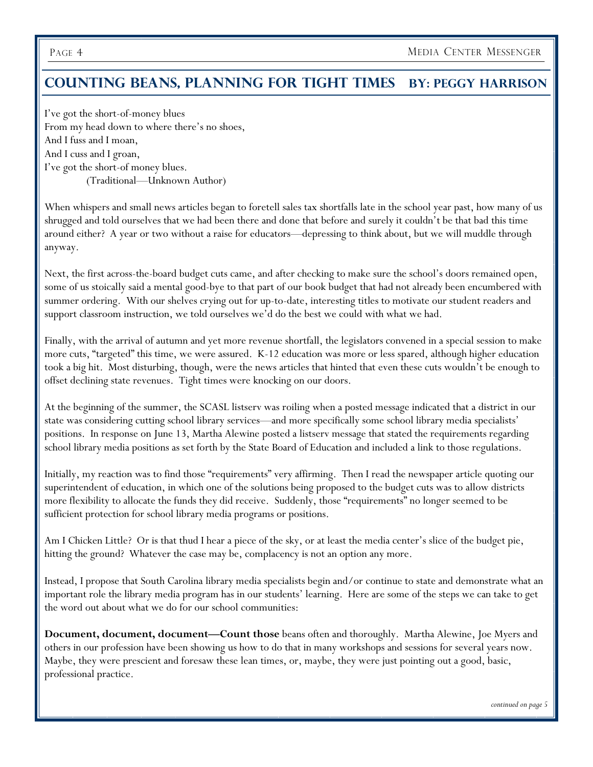## Counting Beans, Planning for Tight Times  By: Peggy Harrison

I've got the short-of-money blues  
From my head down to where there's no shoes,  
And I fuss and I moan,  
And I cuss and I groan,  
I've got the short-of money blues.  
(Traditional—Unknown Author)

When whispers and small news articles began to foretell sales tax shortfalls late in the school year past, how many of us shrugged and told ourselves that we had been there and done that before and surely it couldn't be that bad this time around either? A year or two without a raise for educators—depressing to think about, but we will muddle through anyway.

Next, the first across-the-board budget cuts came, and after checking to make sure the school's doors remained open, some of us stoically said a mental good-bye to that part of our book budget that had not already been encumbered with summer ordering. With our shelves crying out for up-to-date, interesting titles to motivate our student readers and support classroom instruction, we told ourselves we'd do the best we could with what we had.

Finally, with the arrival of autumn and yet more revenue shortfall, the legislators convened in a special session to make more cuts, "targeted" this time, we were assured. K-12 education was more or less spared, although higher education took a big hit. Most disturbing, though, were the news articles that hinted that even these cuts wouldn't be enough to offset declining state revenues. Tight times were knocking on our doors.

At the beginning of the summer, the SCASL listserv was roiling when a posted message indicated that a district in our state was considering cutting school library services—and more specifically some school library media specialists' positions. In response on June 13, Martha Alewine posted a listserv message that stated the requirements regarding school library media positions as set forth by the State Board of Education and included a link to those regulations.

Initially, my reaction was to find those "requirements" very affirming. Then I read the newspaper article quoting our superintendent of education, in which one of the solutions being proposed to the budget cuts was to allow districts more flexibility to allocate the funds they did receive. Suddenly, those "requirements" no longer seemed to be sufficient protection for school library media programs or positions.

Am I Chicken Little? Or is that thud I hear a piece of the sky, or at least the media center's slice of the budget pie, hitting the ground? Whatever the case may be, complacency is not an option any more.

Instead, I propose that South Carolina library media specialists begin and/or continue to state and demonstrate what an important role the library media program has in our students' learning. Here are some of the steps we can take to get the word out about what we do for our school communities:

**Document, document, document—Count those** beans often and thoroughly. Martha Alewine, Joe Myers and others in our profession have been showing us how to do that in many workshops and sessions for several years now. Maybe, they were prescient and foresaw these lean times, or, maybe, they were just pointing out a good, basic, professional practice.

*continued on page 5*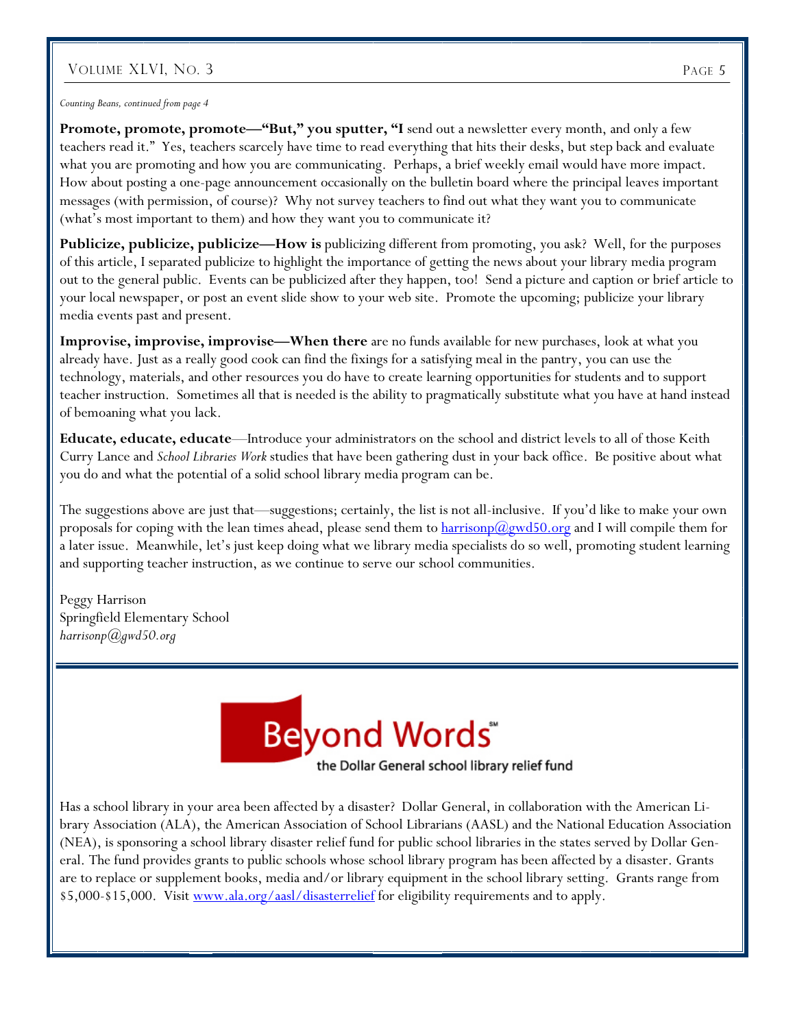*Counting Beans, continued from page 4*

**Promote, promote, promote—"But," you sputter, "I** send out a newsletter every month, and only a few teachers read it." Yes, teachers scarcely have time to read everything that hits their desks, but step back and evaluate what you are promoting and how you are communicating. Perhaps, a brief weekly email would have more impact. How about posting a one-page announcement occasionally on the bulletin board where the principal leaves important messages (with permission, of course)? Why not survey teachers to find out what they want you to communicate (what's most important to them) and how they want you to communicate it?

**Publicize, publicize, publicize—How is** publicizing different from promoting, you ask? Well, for the purposes of this article, I separated publicize to highlight the importance of getting the news about your library media program out to the general public. Events can be publicized after they happen, too! Send a picture and caption or brief article to your local newspaper, or post an event slide show to your web site. Promote the upcoming; publicize your library media events past and present.

**Improvise, improvise, improvise—When there** are no funds available for new purchases, look at what you already have. Just as a really good cook can find the fixings for a satisfying meal in the pantry, you can use the technology, materials, and other resources you do have to create learning opportunities for students and to support teacher instruction. Sometimes all that is needed is the ability to pragmatically substitute what you have at hand instead of bemoaning what you lack.

**Educate, educate, educate**—Introduce your administrators on the school and district levels to all of those Keith Curry Lance and *School Libraries Work* studies that have been gathering dust in your back office. Be positive about what you do and what the potential of a solid school library media program can be.

The suggestions above are just that—suggestions; certainly, the list is not all-inclusive. If you'd like to make your own proposals for coping with the lean times ahead, please send them to harrisonp@gwd50.org and I will compile them for a later issue. Meanwhile, let's just keep doing what we library media specialists do so well, promoting student learning and supporting teacher instruction, as we continue to serve our school communities.

Peggy Harrison
Springfield Elementary School
*harrisonp@gwd50.org*

---

## Beyond Words℠

the Dollar General school library relief fund

Has a school library in your area been affected by a disaster? Dollar General, in collaboration with the American Library Association (ALA), the American Association of School Librarians (AASL) and the National Education Association (NEA), is sponsoring a school library disaster relief fund for public school libraries in the states served by Dollar General. The fund provides grants to public schools whose school library program has been affected by a disaster. Grants are to replace or supplement books, media and/or library equipment in the school library setting. Grants range from $5,000-$15,000. Visit www.ala.org/aasl/disasterrelief for eligibility requirements and to apply.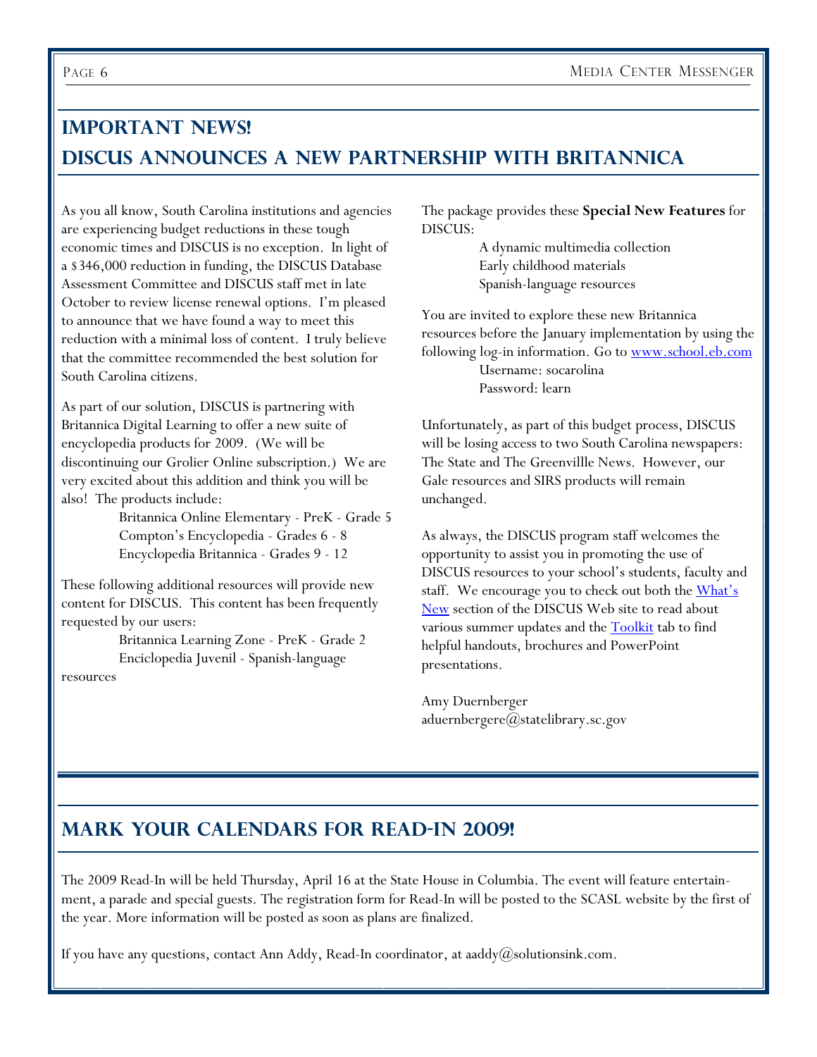## Important News!
## DISCUS Announces a New Partnership with Britannica

As you all know, South Carolina institutions and agencies are experiencing budget reductions in these tough economic times and DISCUS is no exception. In light of a $346,000 reduction in funding, the DISCUS Database Assessment Committee and DISCUS staff met in late October to review license renewal options. I'm pleased to announce that we have found a way to meet this reduction with a minimal loss of content. I truly believe that the committee recommended the best solution for South Carolina citizens.

As part of our solution, DISCUS is partnering with Britannica Digital Learning to offer a new suite of encyclopedia products for 2009. (We will be discontinuing our Grolier Online subscription.) We are very excited about this addition and think you will be also! The products include:

- Britannica Online Elementary - PreK - Grade 5
- Compton's Encyclopedia - Grades 6 - 8
- Encyclopedia Britannica - Grades 9 - 12

These following additional resources will provide new content for DISCUS. This content has been frequently requested by our users:

- Britannica Learning Zone - PreK - Grade 2
- Enciclopedia Juvenil - Spanish-language resources

The package provides these **Special New Features** for DISCUS:

- A dynamic multimedia collection
- Early childhood materials
- Spanish-language resources

You are invited to explore these new Britannica resources before the January implementation by using the following log-in information. Go to www.school.eb.com

Username: socarolina
Password: learn

Unfortunately, as part of this budget process, DISCUS will be losing access to two South Carolina newspapers: The State and The Greenvillle News. However, our Gale resources and SIRS products will remain unchanged.

As always, the DISCUS program staff welcomes the opportunity to assist you in promoting the use of DISCUS resources to your school's students, faculty and staff. We encourage you to check out both the What's New section of the DISCUS Web site to read about various summer updates and the Toolkit tab to find helpful handouts, brochures and PowerPoint presentations.

Amy Duernberger
aduernbergere@statelibrary.sc.gov

## Mark Your Calendars for Read-In 2009!

The 2009 Read-In will be held Thursday, April 16 at the State House in Columbia. The event will feature entertainment, a parade and special guests. The registration form for Read-In will be posted to the SCASL website by the first of the year. More information will be posted as soon as plans are finalized.

If you have any questions, contact Ann Addy, Read-In coordinator, at aaddy@solutionsink.com.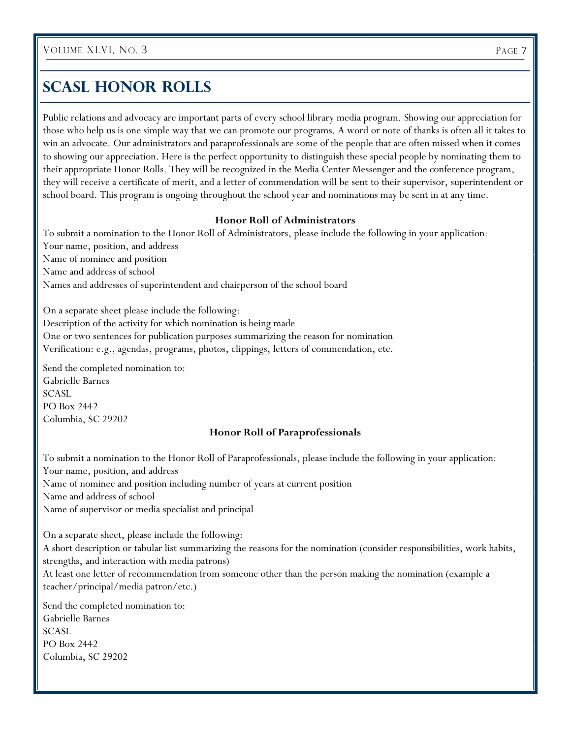# SCASL HONOR ROLLS

Public relations and advocacy are important parts of every school library media program. Showing our appreciation for those who help us is one simple way that we can promote our programs. A word or note of thanks is often all it takes to win an advocate. Our administrators and paraprofessionals are some of the people that are often missed when it comes to showing our appreciation. Here is the perfect opportunity to distinguish these special people by nominating them to their appropriate Honor Rolls. They will be recognized in the Media Center Messenger and the conference program, they will receive a certificate of merit, and a letter of commendation will be sent to their supervisor, superintendent or school board. This program is ongoing throughout the school year and nominations may be sent in at any time.

**Honor Roll of Administrators**

To submit a nomination to the Honor Roll of Administrators, please include the following in your application:
Your name, position, and address
Name of nominee and position
Name and address of school
Names and addresses of superintendent and chairperson of the school board

On a separate sheet please include the following:
Description of the activity for which nomination is being made
One or two sentences for publication purposes summarizing the reason for nomination
Verification: e.g., agendas, programs, photos, clippings, letters of commendation, etc.

Send the completed nomination to:
Gabrielle Barnes
SCASL
PO Box 2442
Columbia, SC 29202

**Honor Roll of Paraprofessionals**

To submit a nomination to the Honor Roll of Paraprofessionals, please include the following in your application:
Your name, position, and address
Name of nominee and position including number of years at current position
Name and address of school
Name of supervisor or media specialist and principal

On a separate sheet, please include the following:
A short description or tabular list summarizing the reasons for the nomination (consider responsibilities, work habits, strengths, and interaction with media patrons)
At least one letter of recommendation from someone other than the person making the nomination (example a teacher/principal/media patron/etc.)

Send the completed nomination to:
Gabrielle Barnes
SCASL
PO Box 2442
Columbia, SC 29202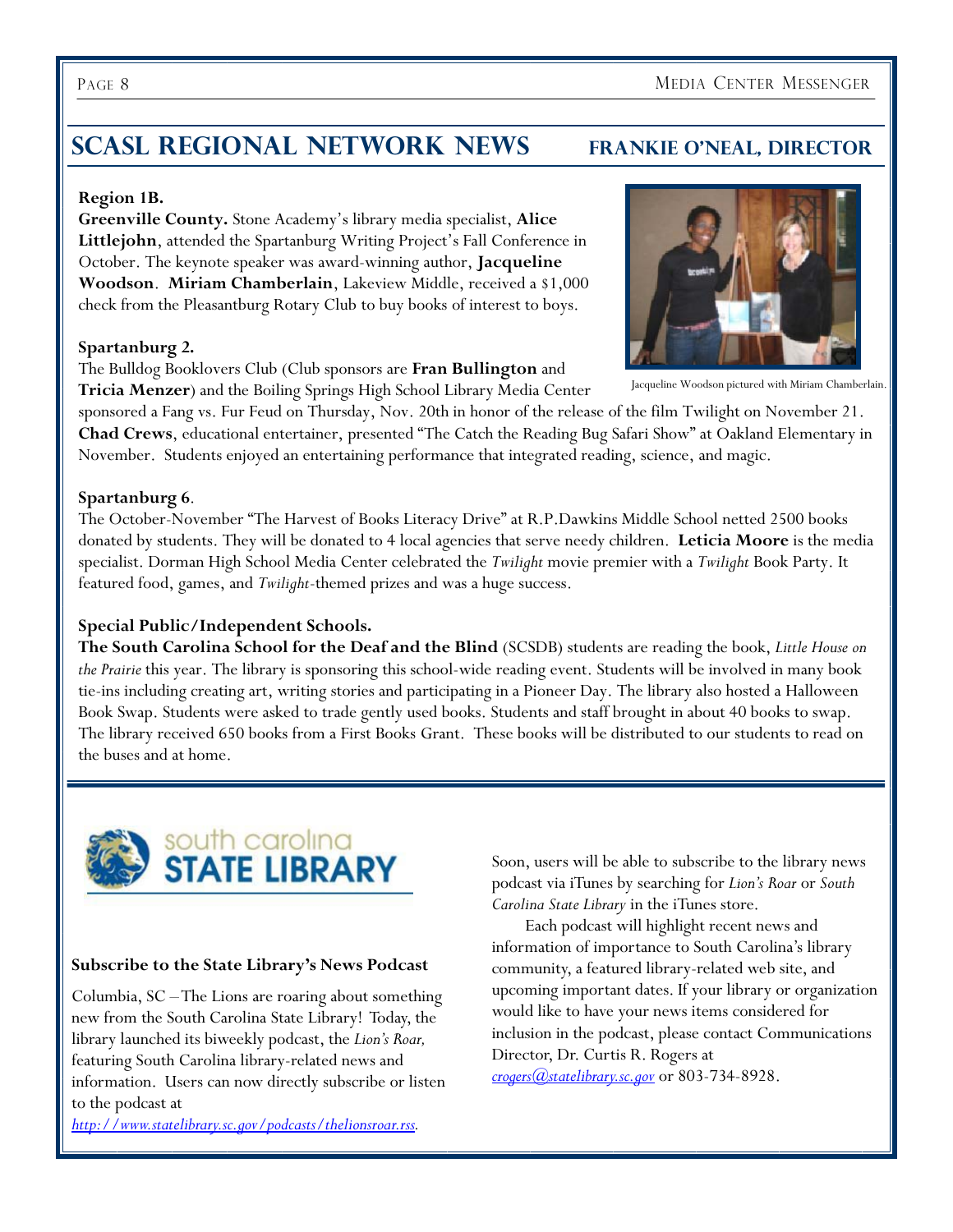## SCASL Regional Network News — Frankie O'Neal, Director

**Region 1B.**

**Greenville County.** Stone Academy's library media specialist, **Alice Littlejohn**, attended the Spartanburg Writing Project's Fall Conference in October. The keynote speaker was award-winning author, **Jacqueline Woodson**. **Miriam Chamberlain**, Lakeview Middle, received a $1,000 check from the Pleasantburg Rotary Club to buy books of interest to boys.

Jacqueline Woodson pictured with Miriam Chamberlain.

**Spartanburg 2.**

The Bulldog Booklovers Club (Club sponsors are **Fran Bullington** and **Tricia Menzer**) and the Boiling Springs High School Library Media Center sponsored a Fang vs. Fur Feud on Thursday, Nov. 20th in honor of the release of the film Twilight on November 21. **Chad Crews**, educational entertainer, presented "The Catch the Reading Bug Safari Show" at Oakland Elementary in November. Students enjoyed an entertaining performance that integrated reading, science, and magic.

**Spartanburg 6**.

The October-November "The Harvest of Books Literacy Drive" at R.P.Dawkins Middle School netted 2500 books donated by students. They will be donated to 4 local agencies that serve needy children. **Leticia Moore** is the media specialist. Dorman High School Media Center celebrated the *Twilight* movie premier with a *Twilight* Book Party. It featured food, games, and *Twilight*-themed prizes and was a huge success.

**Special Public/Independent Schools.**

**The South Carolina School for the Deaf and the Blind** (SCSDB) students are reading the book, *Little House on the Prairie* this year. The library is sponsoring this school-wide reading event. Students will be involved in many book tie-ins including creating art, writing stories and participating in a Pioneer Day. The library also hosted a Halloween Book Swap. Students were asked to trade gently used books. Students and staff brought in about 40 books to swap. The library received 650 books from a First Books Grant. These books will be distributed to our students to read on the buses and at home.

---

south carolina STATE LIBRARY

### Subscribe to the State Library's News Podcast

Columbia, SC – The Lions are roaring about something new from the South Carolina State Library! Today, the library launched its biweekly podcast, the *Lion's Roar,* featuring South Carolina library-related news and information. Users can now directly subscribe or listen to the podcast at *http://www.statelibrary.sc.gov/podcasts/thelionsroar.rss*.

Soon, users will be able to subscribe to the library news podcast via iTunes by searching for *Lion's Roar* or *South Carolina State Library* in the iTunes store.

Each podcast will highlight recent news and information of importance to South Carolina's library community, a featured library-related web site, and upcoming important dates. If your library or organization would like to have your news items considered for inclusion in the podcast, please contact Communications Director, Dr. Curtis R. Rogers at *crogers@statelibrary.sc.gov* or 803-734-8928.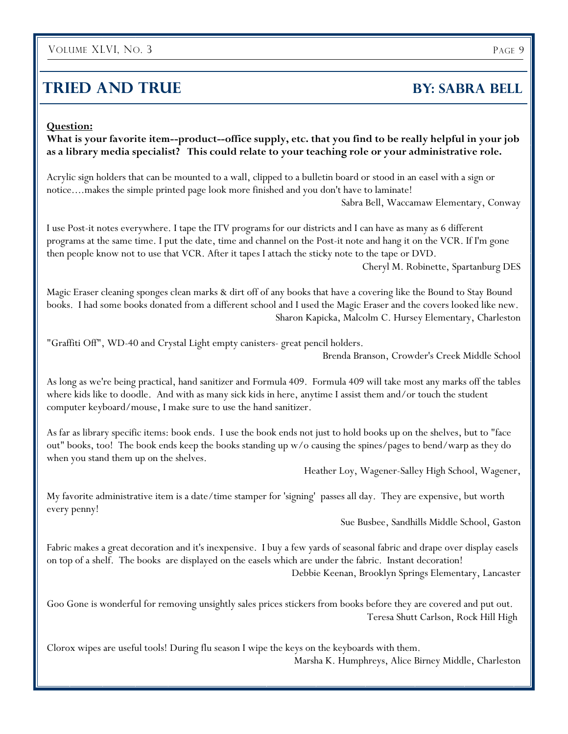## TRIED AND TRUE

**BY: SABRA BELL**

**Question:**

**What is your favorite item--product--office supply, etc. that you find to be really helpful in your job as a library media specialist? This could relate to your teaching role or your administrative role.**

Acrylic sign holders that can be mounted to a wall, clipped to a bulletin board or stood in an easel with a sign or notice....makes the simple printed page look more finished and you don't have to laminate!

Sabra Bell, Waccamaw Elementary, Conway

I use Post-it notes everywhere. I tape the ITV programs for our districts and I can have as many as 6 different programs at the same time. I put the date, time and channel on the Post-it note and hang it on the VCR. If I'm gone then people know not to use that VCR. After it tapes I attach the sticky note to the tape or DVD.

Cheryl M. Robinette, Spartanburg DES

Magic Eraser cleaning sponges clean marks & dirt off of any books that have a covering like the Bound to Stay Bound books. I had some books donated from a different school and I used the Magic Eraser and the covers looked like new.

Sharon Kapicka, Malcolm C. Hursey Elementary, Charleston

"Graffiti Off", WD-40 and Crystal Light empty canisters- great pencil holders.

Brenda Branson, Crowder's Creek Middle School

As long as we're being practical, hand sanitizer and Formula 409. Formula 409 will take most any marks off the tables where kids like to doodle. And with as many sick kids in here, anytime I assist them and/or touch the student computer keyboard/mouse, I make sure to use the hand sanitizer.

As far as library specific items: book ends. I use the book ends not just to hold books up on the shelves, but to "face out" books, too! The book ends keep the books standing up w/o causing the spines/pages to bend/warp as they do when you stand them up on the shelves.

Heather Loy, Wagener-Salley High School, Wagener,

My favorite administrative item is a date/time stamper for 'signing' passes all day. They are expensive, but worth every penny!

Sue Busbee, Sandhills Middle School, Gaston

Fabric makes a great decoration and it's inexpensive. I buy a few yards of seasonal fabric and drape over display easels on top of a shelf. The books are displayed on the easels which are under the fabric. Instant decoration!

Debbie Keenan, Brooklyn Springs Elementary, Lancaster

Goo Gone is wonderful for removing unsightly sales prices stickers from books before they are covered and put out.

Teresa Shutt Carlson, Rock Hill High

Clorox wipes are useful tools! During flu season I wipe the keys on the keyboards with them.

Marsha K. Humphreys, Alice Birney Middle, Charleston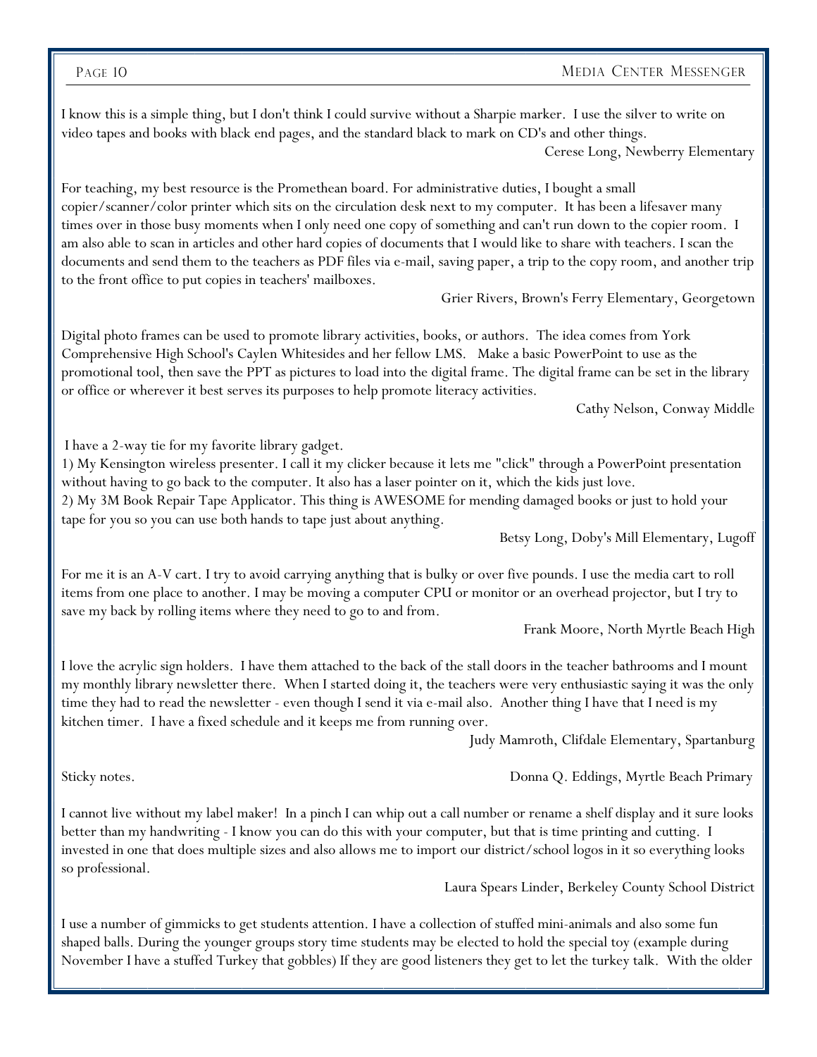I know this is a simple thing, but I don't think I could survive without a Sharpie marker. I use the silver to write on video tapes and books with black end pages, and the standard black to mark on CD's and other things.

Cerese Long, Newberry Elementary

For teaching, my best resource is the Promethean board. For administrative duties, I bought a small copier/scanner/color printer which sits on the circulation desk next to my computer. It has been a lifesaver many times over in those busy moments when I only need one copy of something and can't run down to the copier room. I am also able to scan in articles and other hard copies of documents that I would like to share with teachers. I scan the documents and send them to the teachers as PDF files via e-mail, saving paper, a trip to the copy room, and another trip to the front office to put copies in teachers' mailboxes.

Grier Rivers, Brown's Ferry Elementary, Georgetown

Digital photo frames can be used to promote library activities, books, or authors. The idea comes from York Comprehensive High School's Caylen Whitesides and her fellow LMS. Make a basic PowerPoint to use as the promotional tool, then save the PPT as pictures to load into the digital frame. The digital frame can be set in the library or office or wherever it best serves its purposes to help promote literacy activities.

Cathy Nelson, Conway Middle

I have a 2-way tie for my favorite library gadget.

1) My Kensington wireless presenter. I call it my clicker because it lets me "click" through a PowerPoint presentation without having to go back to the computer. It also has a laser pointer on it, which the kids just love.

2) My 3M Book Repair Tape Applicator. This thing is AWESOME for mending damaged books or just to hold your tape for you so you can use both hands to tape just about anything.

Betsy Long, Doby's Mill Elementary, Lugoff

For me it is an A-V cart. I try to avoid carrying anything that is bulky or over five pounds. I use the media cart to roll items from one place to another. I may be moving a computer CPU or monitor or an overhead projector, but I try to save my back by rolling items where they need to go to and from.

Frank Moore, North Myrtle Beach High

I love the acrylic sign holders. I have them attached to the back of the stall doors in the teacher bathrooms and I mount my monthly library newsletter there. When I started doing it, the teachers were very enthusiastic saying it was the only time they had to read the newsletter - even though I send it via e-mail also. Another thing I have that I need is my kitchen timer. I have a fixed schedule and it keeps me from running over.

Judy Mamroth, Clifdale Elementary, Spartanburg

Sticky notes.

Donna Q. Eddings, Myrtle Beach Primary

I cannot live without my label maker! In a pinch I can whip out a call number or rename a shelf display and it sure looks better than my handwriting - I know you can do this with your computer, but that is time printing and cutting. I invested in one that does multiple sizes and also allows me to import our district/school logos in it so everything looks so professional.

Laura Spears Linder, Berkeley County School District

I use a number of gimmicks to get students attention. I have a collection of stuffed mini-animals and also some fun shaped balls. During the younger groups story time students may be elected to hold the special toy (example during November I have a stuffed Turkey that gobbles) If they are good listeners they get to let the turkey talk. With the older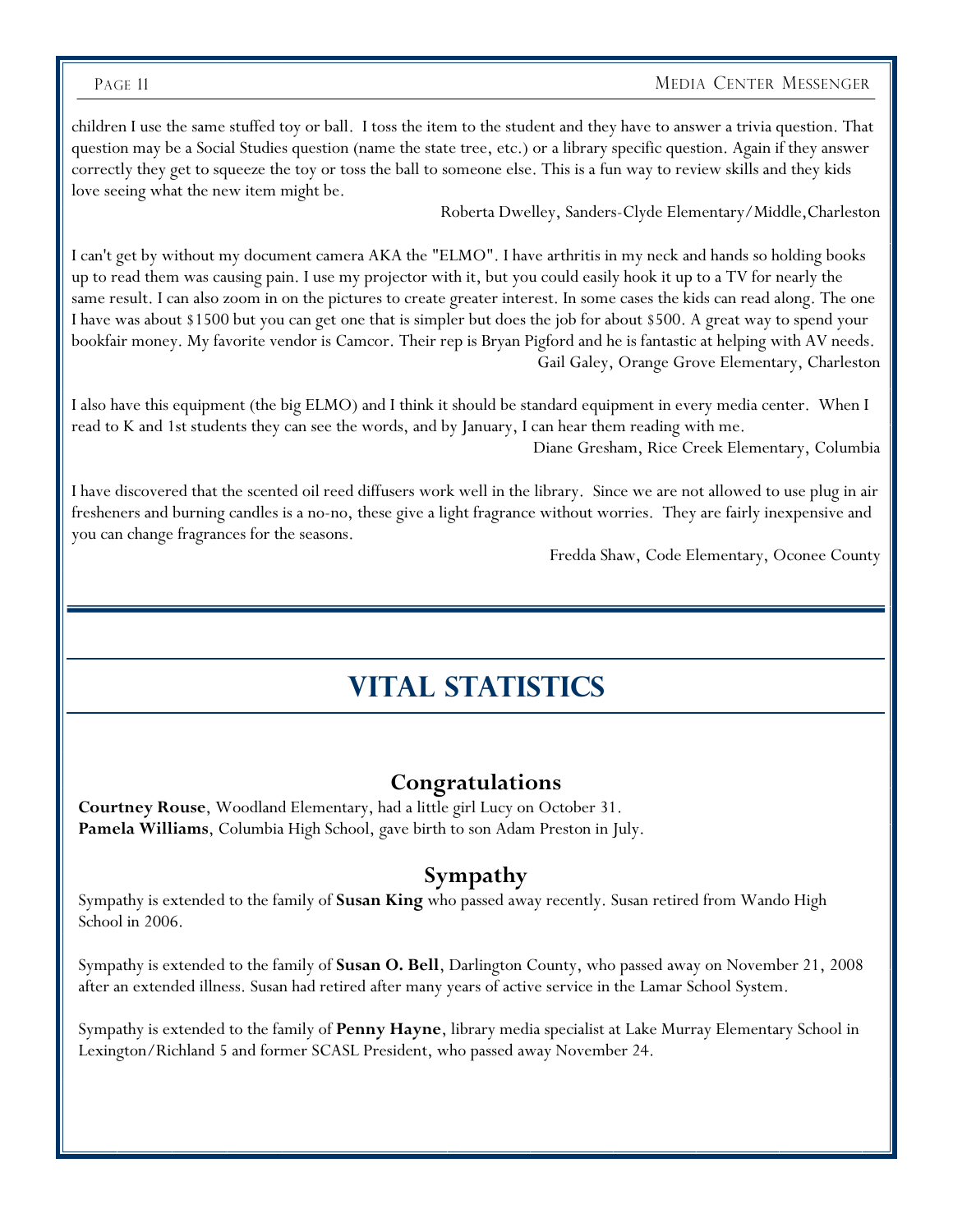children I use the same stuffed toy or ball.  I toss the item to the student and they have to answer a trivia question. That question may be a Social Studies question (name the state tree, etc.) or a library specific question. Again if they answer correctly they get to squeeze the toy or toss the ball to someone else. This is a fun way to review skills and they kids love seeing what the new item might be.

Roberta Dwelley, Sanders-Clyde Elementary/Middle,Charleston

I can't get by without my document camera AKA the "ELMO". I have arthritis in my neck and hands so holding books up to read them was causing pain. I use my projector with it, but you could easily hook it up to a TV for nearly the same result. I can also zoom in on the pictures to create greater interest. In some cases the kids can read along. The one I have was about $1500 but you can get one that is simpler but does the job for about $500. A great way to spend your bookfair money. My favorite vendor is Camcor. Their rep is Bryan Pigford and he is fantastic at helping with AV needs.

Gail Galey, Orange Grove Elementary, Charleston

I also have this equipment (the big ELMO) and I think it should be standard equipment in every media center.  When I read to K and 1st students they can see the words, and by January, I can hear them reading with me.

Diane Gresham, Rice Creek Elementary, Columbia

I have discovered that the scented oil reed diffusers work well in the library.  Since we are not allowed to use plug in air fresheners and burning candles is a no-no, these give a light fragrance without worries.  They are fairly inexpensive and you can change fragrances for the seasons.

Fredda Shaw, Code Elementary, Oconee County

# Vital Statistics

## Congratulations

**Courtney Rouse**, Woodland Elementary, had a little girl Lucy on October 31.
**Pamela Williams**, Columbia High School, gave birth to son Adam Preston in July.

## Sympathy

Sympathy is extended to the family of **Susan King** who passed away recently. Susan retired from Wando High School in 2006.

Sympathy is extended to the family of **Susan O. Bell**, Darlington County, who passed away on November 21, 2008 after an extended illness. Susan had retired after many years of active service in the Lamar School System.

Sympathy is extended to the family of **Penny Hayne**, library media specialist at Lake Murray Elementary School in Lexington/Richland 5 and former SCASL President, who passed away November 24.